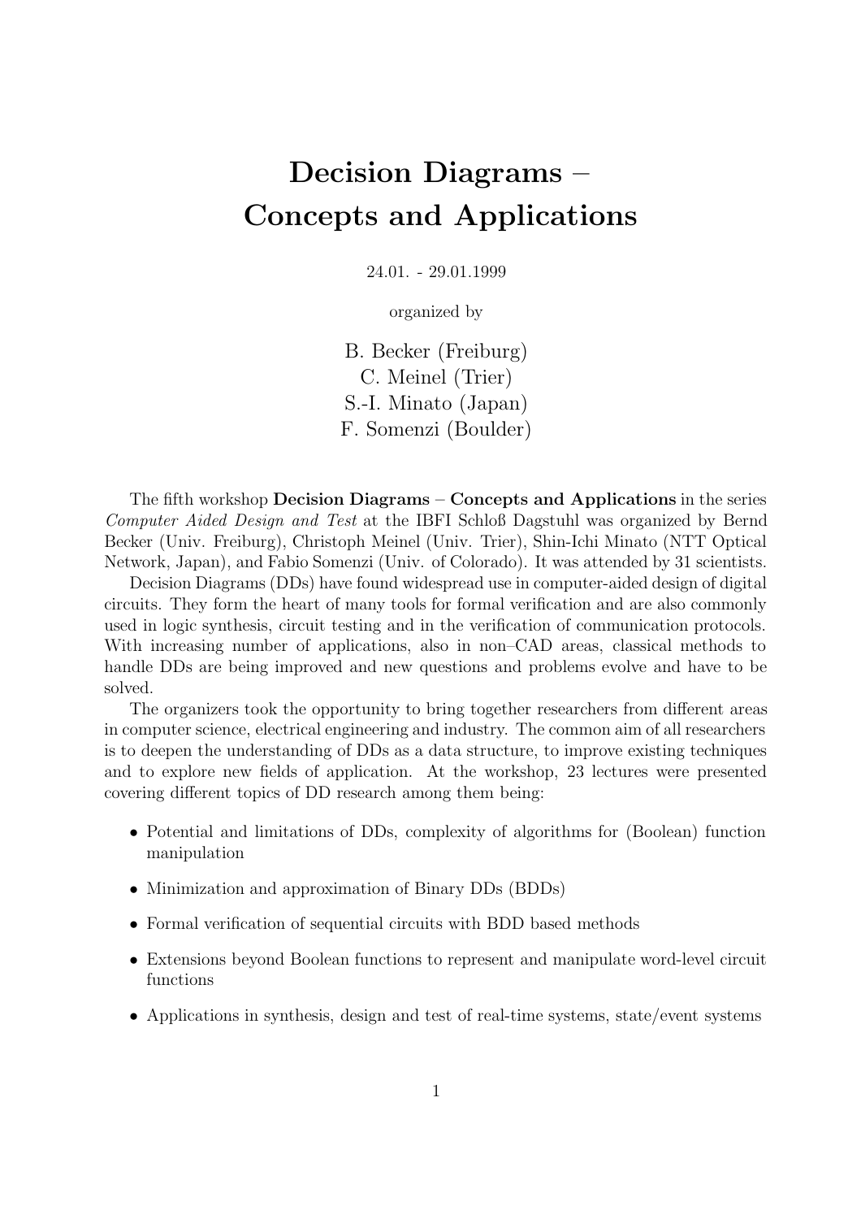# Decision Diagrams – Concepts and Applications

24.01. - 29.01.1999

organized by

B. Becker (Freiburg)
C. Meinel (Trier)
S.-I. Minato (Japan)
F. Somenzi (Boulder)

The fifth workshop **Decision Diagrams – Concepts and Applications** in the series *Computer Aided Design and Test* at the IBFI Schloß Dagstuhl was organized by Bernd Becker (Univ. Freiburg), Christoph Meinel (Univ. Trier), Shin-Ichi Minato (NTT Optical Network, Japan), and Fabio Somenzi (Univ. of Colorado). It was attended by 31 scientists.

Decision Diagrams (DDs) have found widespread use in computer-aided design of digital circuits. They form the heart of many tools for formal verification and are also commonly used in logic synthesis, circuit testing and in the verification of communication protocols. With increasing number of applications, also in non–CAD areas, classical methods to handle DDs are being improved and new questions and problems evolve and have to be solved.

The organizers took the opportunity to bring together researchers from different areas in computer science, electrical engineering and industry. The common aim of all researchers is to deepen the understanding of DDs as a data structure, to improve existing techniques and to explore new fields of application. At the workshop, 23 lectures were presented covering different topics of DD research among them being:

- Potential and limitations of DDs, complexity of algorithms for (Boolean) function manipulation
- Minimization and approximation of Binary DDs (BDDs)
- Formal verification of sequential circuits with BDD based methods
- Extensions beyond Boolean functions to represent and manipulate word-level circuit functions
- Applications in synthesis, design and test of real-time systems, state/event systems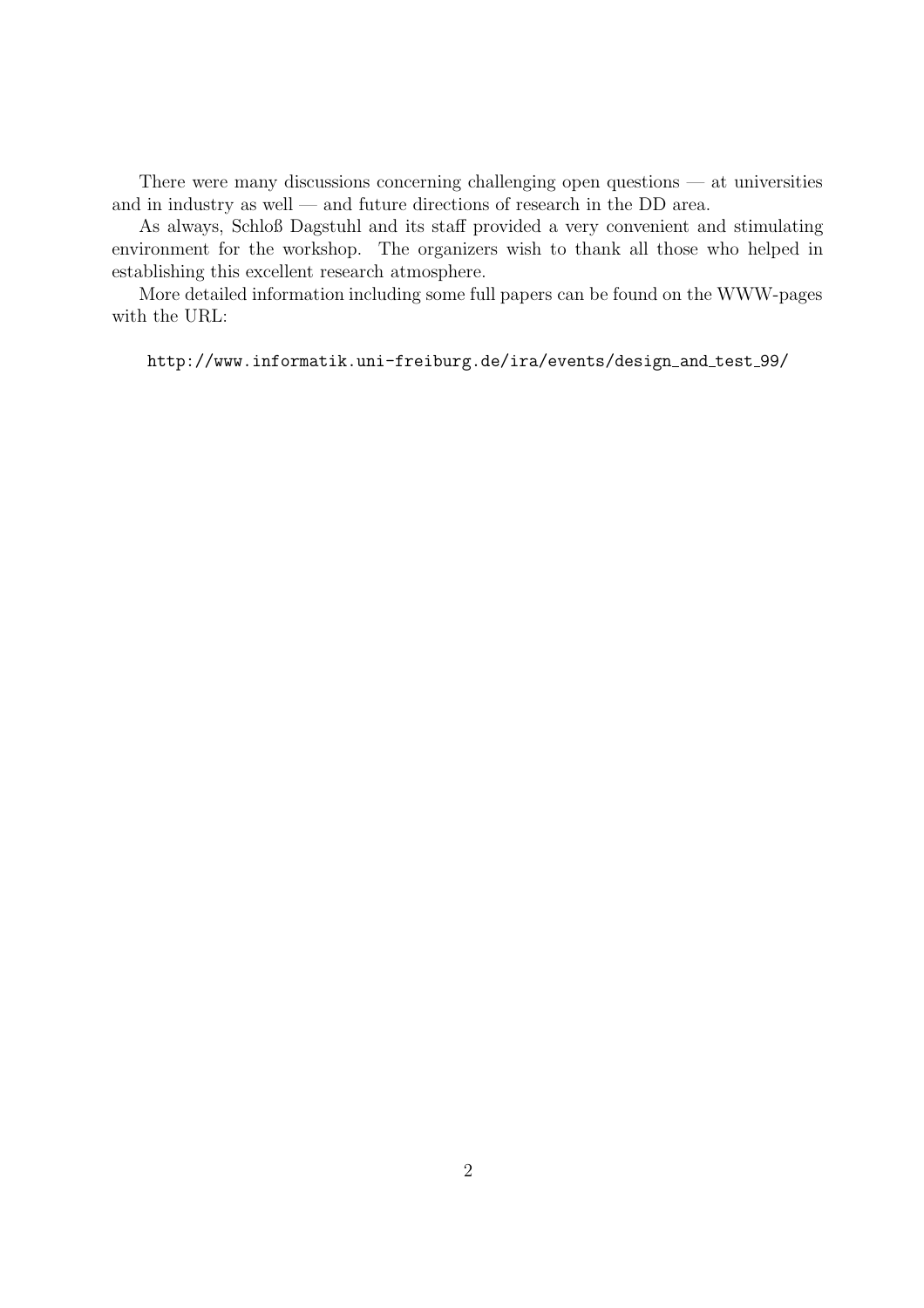There were many discussions concerning challenging open questions — at universities and in industry as well — and future directions of research in the DD area.

As always, Schloß Dagstuhl and its staff provided a very convenient and stimulating environment for the workshop. The organizers wish to thank all those who helped in establishing this excellent research atmosphere.

More detailed information including some full papers can be found on the WWW-pages with the URL:

http://www.informatik.uni-freiburg.de/ira/events/design_and_test_99/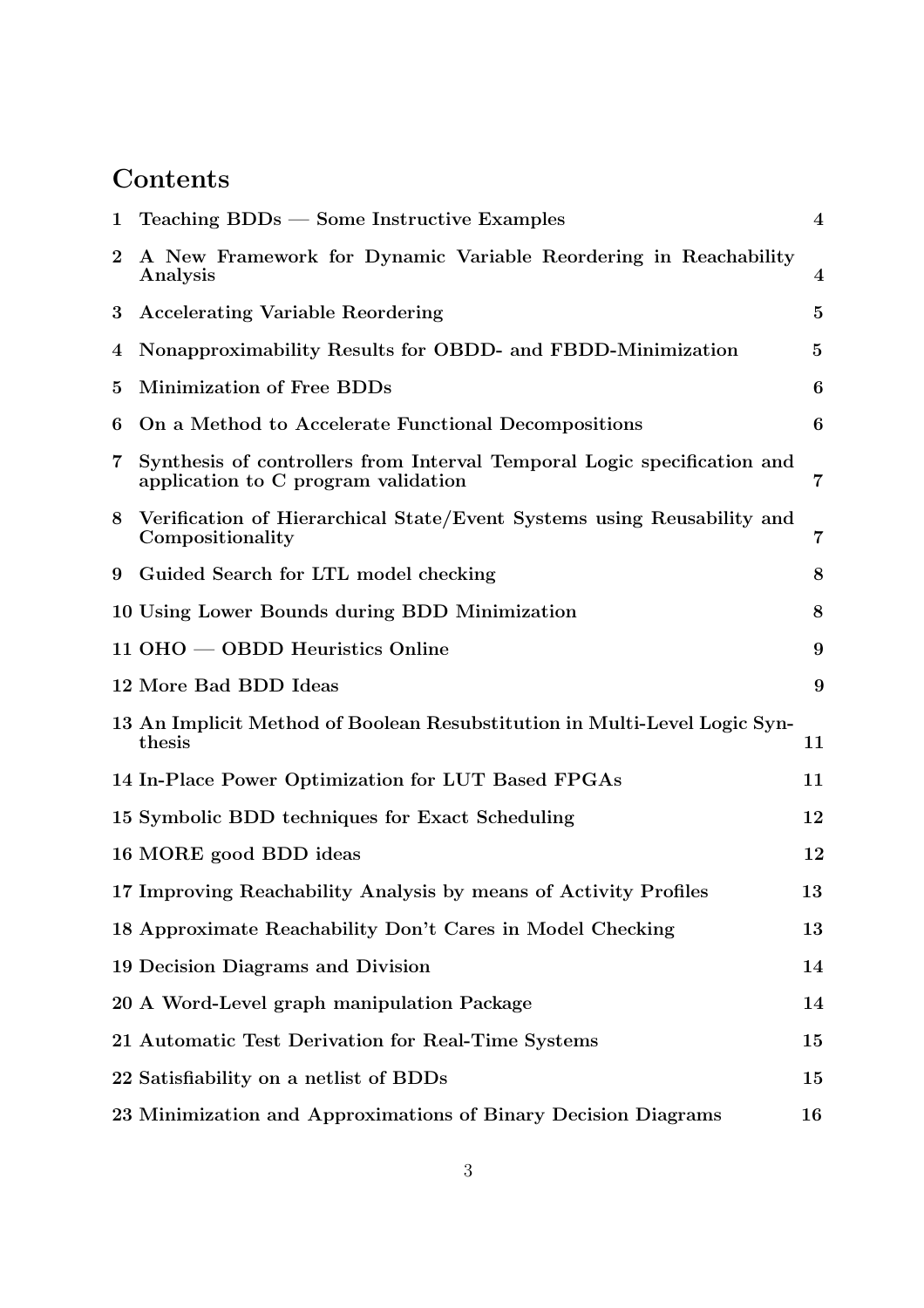# Contents

| | | |
|---|---|---|
| 1 | Teaching BDDs — Some Instructive Examples | 4 |
| 2 | A New Framework for Dynamic Variable Reordering in Reachability Analysis | 4 |
| 3 | Accelerating Variable Reordering | 5 |
| 4 | Nonapproximability Results for OBDD- and FBDD-Minimization | 5 |
| 5 | Minimization of Free BDDs | 6 |
| 6 | On a Method to Accelerate Functional Decompositions | 6 |
| 7 | Synthesis of controllers from Interval Temporal Logic specification and application to C program validation | 7 |
| 8 | Verification of Hierarchical State/Event Systems using Reusability and Compositionality | 7 |
| 9 | Guided Search for LTL model checking | 8 |
| 10 | Using Lower Bounds during BDD Minimization | 8 |
| 11 | OHO — OBDD Heuristics Online | 9 |
| 12 | More Bad BDD Ideas | 9 |
| 13 | An Implicit Method of Boolean Resubstitution in Multi-Level Logic Synthesis | 11 |
| 14 | In-Place Power Optimization for LUT Based FPGAs | 11 |
| 15 | Symbolic BDD techniques for Exact Scheduling | 12 |
| 16 | MORE good BDD ideas | 12 |
| 17 | Improving Reachability Analysis by means of Activity Profiles | 13 |
| 18 | Approximate Reachability Don't Cares in Model Checking | 13 |
| 19 | Decision Diagrams and Division | 14 |
| 20 | A Word-Level graph manipulation Package | 14 |
| 21 | Automatic Test Derivation for Real-Time Systems | 15 |
| 22 | Satisfiability on a netlist of BDDs | 15 |
| 23 | Minimization and Approximations of Binary Decision Diagrams | 16 |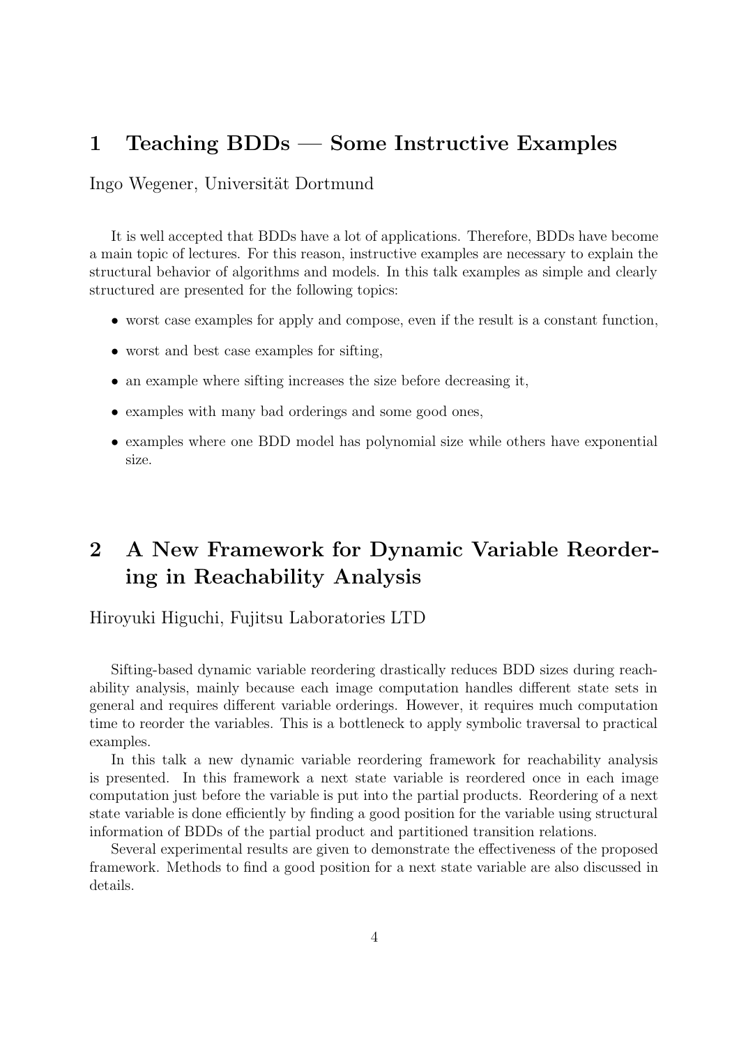## 1 Teaching BDDs — Some Instructive Examples

Ingo Wegener, Universität Dortmund

It is well accepted that BDDs have a lot of applications. Therefore, BDDs have become a main topic of lectures. For this reason, instructive examples are necessary to explain the structural behavior of algorithms and models. In this talk examples as simple and clearly structured are presented for the following topics:

- worst case examples for apply and compose, even if the result is a constant function,
- worst and best case examples for sifting,
- an example where sifting increases the size before decreasing it,
- examples with many bad orderings and some good ones,
- examples where one BDD model has polynomial size while others have exponential size.

## 2 A New Framework for Dynamic Variable Reordering in Reachability Analysis

Hiroyuki Higuchi, Fujitsu Laboratories LTD

Sifting-based dynamic variable reordering drastically reduces BDD sizes during reachability analysis, mainly because each image computation handles different state sets in general and requires different variable orderings. However, it requires much computation time to reorder the variables. This is a bottleneck to apply symbolic traversal to practical examples.

In this talk a new dynamic variable reordering framework for reachability analysis is presented. In this framework a next state variable is reordered once in each image computation just before the variable is put into the partial products. Reordering of a next state variable is done efficiently by finding a good position for the variable using structural information of BDDs of the partial product and partitioned transition relations.

Several experimental results are given to demonstrate the effectiveness of the proposed framework. Methods to find a good position for a next state variable are also discussed in details.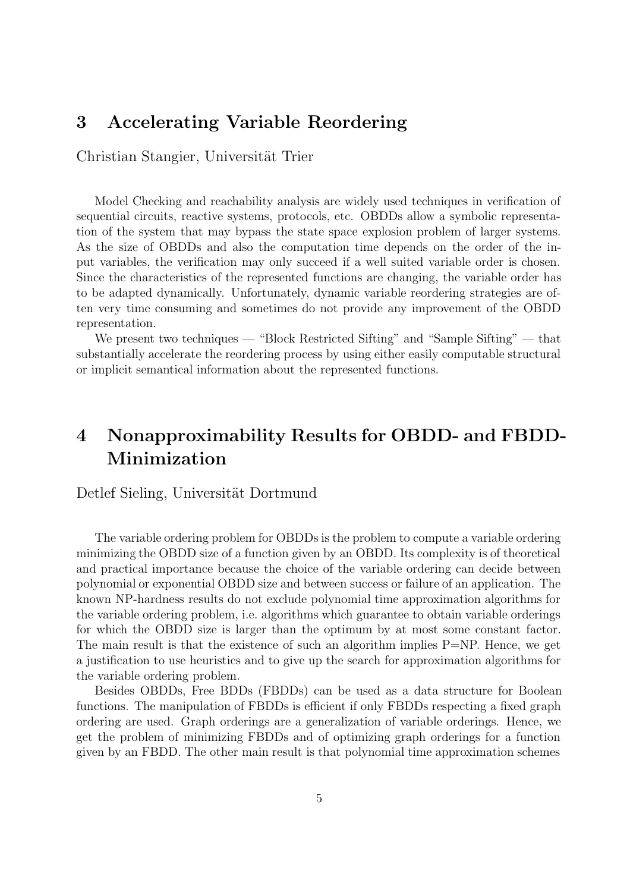## 3 Accelerating Variable Reordering

Christian Stangier, Universität Trier

Model Checking and reachability analysis are widely used techniques in verification of sequential circuits, reactive systems, protocols, etc. OBDDs allow a symbolic representation of the system that may bypass the state space explosion problem of larger systems. As the size of OBDDs and also the computation time depends on the order of the input variables, the verification may only succeed if a well suited variable order is chosen. Since the characteristics of the represented functions are changing, the variable order has to be adapted dynamically. Unfortunately, dynamic variable reordering strategies are often very time consuming and sometimes do not provide any improvement of the OBDD representation.

We present two techniques — "Block Restricted Sifting" and "Sample Sifting" — that substantially accelerate the reordering process by using either easily computable structural or implicit semantical information about the represented functions.

## 4 Nonapproximability Results for OBDD- and FBDD-Minimization

Detlef Sieling, Universität Dortmund

The variable ordering problem for OBDDs is the problem to compute a variable ordering minimizing the OBDD size of a function given by an OBDD. Its complexity is of theoretical and practical importance because the choice of the variable ordering can decide between polynomial or exponential OBDD size and between success or failure of an application. The known NP-hardness results do not exclude polynomial time approximation algorithms for the variable ordering problem, i.e. algorithms which guarantee to obtain variable orderings for which the OBDD size is larger than the optimum by at most some constant factor. The main result is that the existence of such an algorithm implies P=NP. Hence, we get a justification to use heuristics and to give up the search for approximation algorithms for the variable ordering problem.

Besides OBDDs, Free BDDs (FBDDs) can be used as a data structure for Boolean functions. The manipulation of FBDDs is efficient if only FBDDs respecting a fixed graph ordering are used. Graph orderings are a generalization of variable orderings. Hence, we get the problem of minimizing FBDDs and of optimizing graph orderings for a function given by an FBDD. The other main result is that polynomial time approximation schemes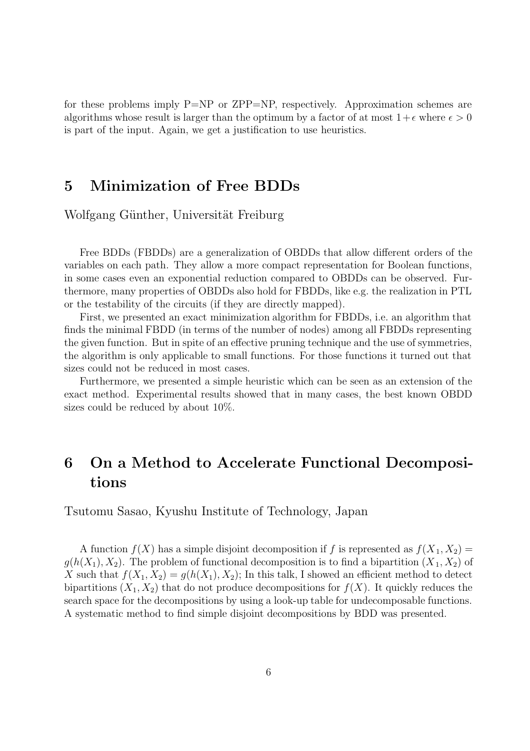for these problems imply P=NP or ZPP=NP, respectively. Approximation schemes are algorithms whose result is larger than the optimum by a factor of at most $1+\epsilon$ where $\epsilon > 0$ is part of the input. Again, we get a justification to use heuristics.

## 5 Minimization of Free BDDs

Wolfgang Günther, Universität Freiburg

Free BDDs (FBDDs) are a generalization of OBDDs that allow different orders of the variables on each path. They allow a more compact representation for Boolean functions, in some cases even an exponential reduction compared to OBDDs can be observed. Furthermore, many properties of OBDDs also hold for FBDDs, like e.g. the realization in PTL or the testability of the circuits (if they are directly mapped).

First, we presented an exact minimization algorithm for FBDDs, i.e. an algorithm that finds the minimal FBDD (in terms of the number of nodes) among all FBDDs representing the given function. But in spite of an effective pruning technique and the use of symmetries, the algorithm is only applicable to small functions. For those functions it turned out that sizes could not be reduced in most cases.

Furthermore, we presented a simple heuristic which can be seen as an extension of the exact method. Experimental results showed that in many cases, the best known OBDD sizes could be reduced by about 10%.

## 6 On a Method to Accelerate Functional Decompositions

Tsutomu Sasao, Kyushu Institute of Technology, Japan

A function $f(X)$ has a simple disjoint decomposition if $f$ is represented as $f(X_1, X_2) = g(h(X_1), X_2)$. The problem of functional decomposition is to find a bipartition $(X_1, X_2)$ of $X$ such that $f(X_1, X_2) = g(h(X_1), X_2)$; In this talk, I showed an efficient method to detect bipartitions $(X_1, X_2)$ that do not produce decompositions for $f(X)$. It quickly reduces the search space for the decompositions by using a look-up table for undecomposable functions. A systematic method to find simple disjoint decompositions by BDD was presented.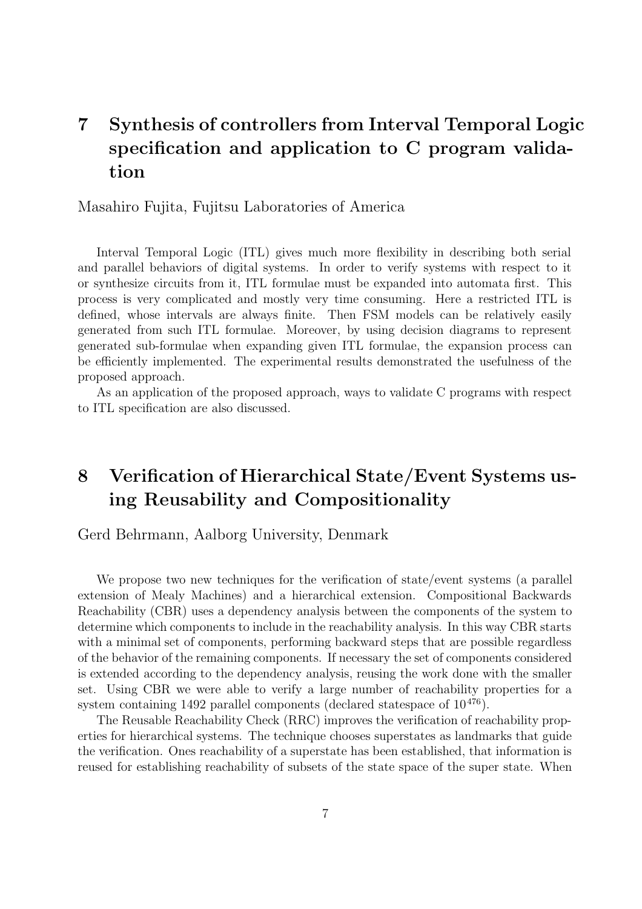# 7 Synthesis of controllers from Interval Temporal Logic specification and application to C program validation

Masahiro Fujita, Fujitsu Laboratories of America

Interval Temporal Logic (ITL) gives much more flexibility in describing both serial and parallel behaviors of digital systems. In order to verify systems with respect to it or synthesize circuits from it, ITL formulae must be expanded into automata first. This process is very complicated and mostly very time consuming. Here a restricted ITL is defined, whose intervals are always finite. Then FSM models can be relatively easily generated from such ITL formulae. Moreover, by using decision diagrams to represent generated sub-formulae when expanding given ITL formulae, the expansion process can be efficiently implemented. The experimental results demonstrated the usefulness of the proposed approach.

As an application of the proposed approach, ways to validate C programs with respect to ITL specification are also discussed.

# 8 Verification of Hierarchical State/Event Systems using Reusability and Compositionality

Gerd Behrmann, Aalborg University, Denmark

We propose two new techniques for the verification of state/event systems (a parallel extension of Mealy Machines) and a hierarchical extension. Compositional Backwards Reachability (CBR) uses a dependency analysis between the components of the system to determine which components to include in the reachability analysis. In this way CBR starts with a minimal set of components, performing backward steps that are possible regardless of the behavior of the remaining components. If necessary the set of components considered is extended according to the dependency analysis, reusing the work done with the smaller set. Using CBR we were able to verify a large number of reachability properties for a system containing 1492 parallel components (declared statespace of $10^{476}$).

The Reusable Reachability Check (RRC) improves the verification of reachability properties for hierarchical systems. The technique chooses superstates as landmarks that guide the verification. Ones reachability of a superstate has been established, that information is reused for establishing reachability of subsets of the state space of the super state. When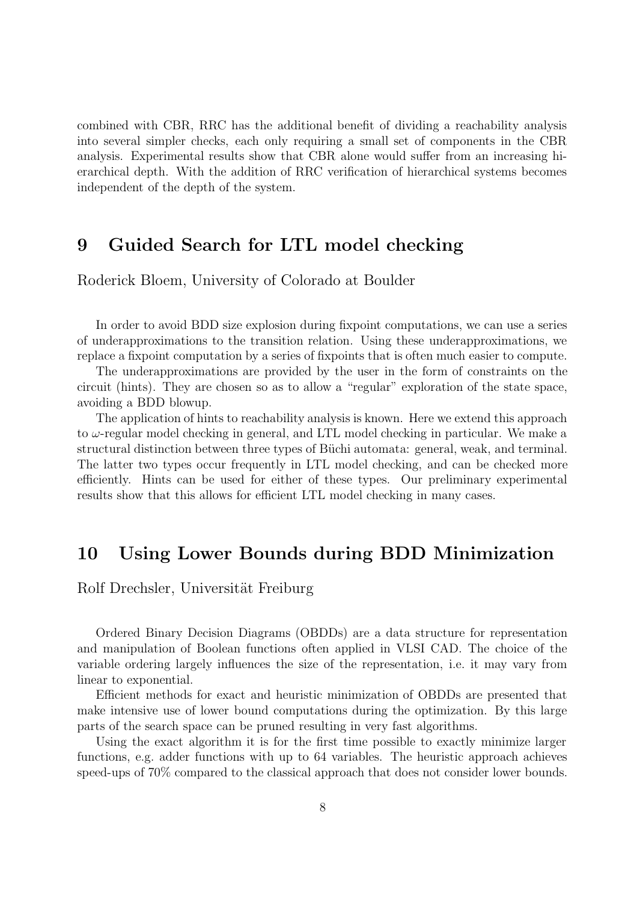combined with CBR, RRC has the additional benefit of dividing a reachability analysis into several simpler checks, each only requiring a small set of components in the CBR analysis. Experimental results show that CBR alone would suffer from an increasing hierarchical depth. With the addition of RRC verification of hierarchical systems becomes independent of the depth of the system.

## 9 Guided Search for LTL model checking

Roderick Bloem, University of Colorado at Boulder

In order to avoid BDD size explosion during fixpoint computations, we can use a series of underapproximations to the transition relation. Using these underapproximations, we replace a fixpoint computation by a series of fixpoints that is often much easier to compute.

The underapproximations are provided by the user in the form of constraints on the circuit (hints). They are chosen so as to allow a "regular" exploration of the state space, avoiding a BDD blowup.

The application of hints to reachability analysis is known. Here we extend this approach to $\omega$-regular model checking in general, and LTL model checking in particular. We make a structural distinction between three types of Büchi automata: general, weak, and terminal. The latter two types occur frequently in LTL model checking, and can be checked more efficiently. Hints can be used for either of these types. Our preliminary experimental results show that this allows for efficient LTL model checking in many cases.

## 10 Using Lower Bounds during BDD Minimization

Rolf Drechsler, Universität Freiburg

Ordered Binary Decision Diagrams (OBDDs) are a data structure for representation and manipulation of Boolean functions often applied in VLSI CAD. The choice of the variable ordering largely influences the size of the representation, i.e. it may vary from linear to exponential.

Efficient methods for exact and heuristic minimization of OBDDs are presented that make intensive use of lower bound computations during the optimization. By this large parts of the search space can be pruned resulting in very fast algorithms.

Using the exact algorithm it is for the first time possible to exactly minimize larger functions, e.g. adder functions with up to 64 variables. The heuristic approach achieves speed-ups of 70% compared to the classical approach that does not consider lower bounds.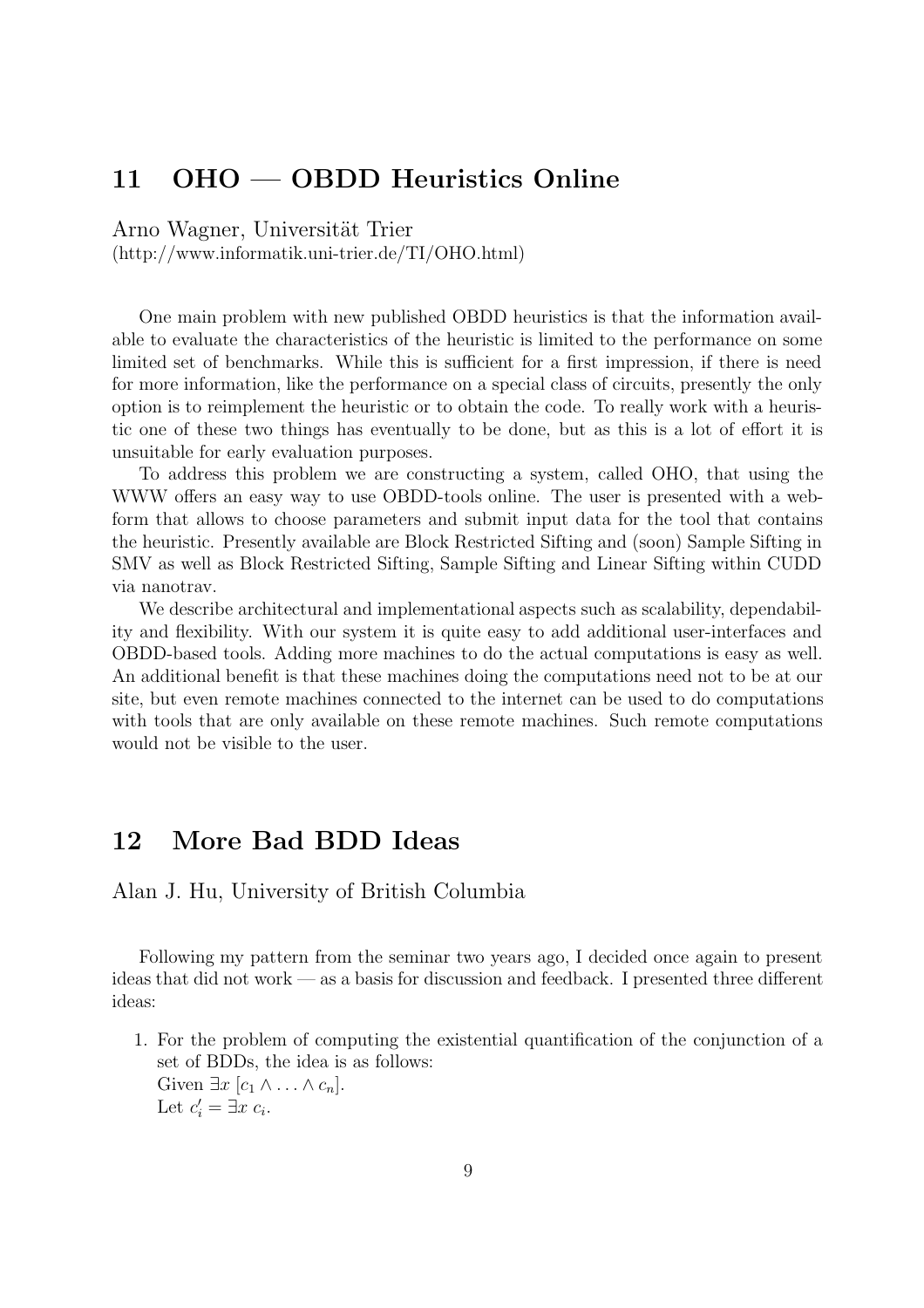## 11 OHO — OBDD Heuristics Online

Arno Wagner, Universität Trier
(http://www.informatik.uni-trier.de/TI/OHO.html)

One main problem with new published OBDD heuristics is that the information available to evaluate the characteristics of the heuristic is limited to the performance on some limited set of benchmarks. While this is sufficient for a first impression, if there is need for more information, like the performance on a special class of circuits, presently the only option is to reimplement the heuristic or to obtain the code. To really work with a heuristic one of these two things has eventually to be done, but as this is a lot of effort it is unsuitable for early evaluation purposes.

To address this problem we are constructing a system, called OHO, that using the WWW offers an easy way to use OBDD-tools online. The user is presented with a webform that allows to choose parameters and submit input data for the tool that contains the heuristic. Presently available are Block Restricted Sifting and (soon) Sample Sifting in SMV as well as Block Restricted Sifting, Sample Sifting and Linear Sifting within CUDD via nanotrav.

We describe architectural and implementational aspects such as scalability, dependability and flexibility. With our system it is quite easy to add additional user-interfaces and OBDD-based tools. Adding more machines to do the actual computations is easy as well. An additional benefit is that these machines doing the computations need not to be at our site, but even remote machines connected to the internet can be used to do computations with tools that are only available on these remote machines. Such remote computations would not be visible to the user.

## 12 More Bad BDD Ideas

Alan J. Hu, University of British Columbia

Following my pattern from the seminar two years ago, I decided once again to present ideas that did not work — as a basis for discussion and feedback. I presented three different ideas:

1. For the problem of computing the existential quantification of the conjunction of a set of BDDs, the idea is as follows:
   Given $\exists x\ [c_1 \wedge \ldots \wedge c_n]$.
   Let $c_i' = \exists x\ c_i$.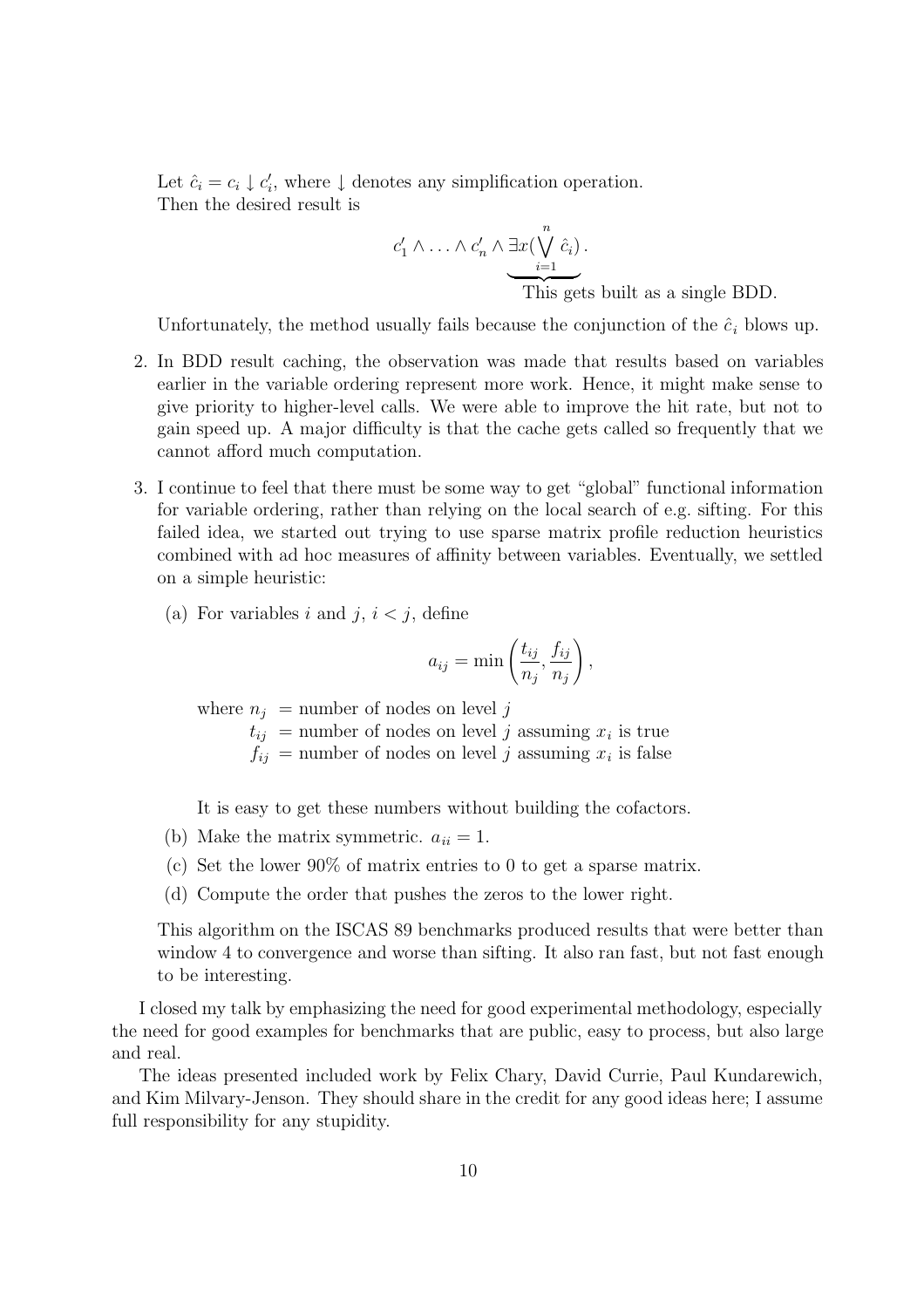Let $\hat{c}_i = c_i \downarrow c'_i$, where $\downarrow$ denotes any simplification operation.
Then the desired result is

$$c'_1 \wedge \ldots \wedge c'_n \wedge \underbrace{\exists x (\bigvee_{i=1}^{n} \hat{c}_i)}_{\text{This gets built as a single BDD.}}.$$

Unfortunately, the method usually fails because the conjunction of the $\hat{c}_i$ blows up.

2. In BDD result caching, the observation was made that results based on variables earlier in the variable ordering represent more work. Hence, it might make sense to give priority to higher-level calls. We were able to improve the hit rate, but not to gain speed up. A major difficulty is that the cache gets called so frequently that we cannot afford much computation.

3. I continue to feel that there must be some way to get "global" functional information for variable ordering, rather than relying on the local search of e.g. sifting. For this failed idea, we started out trying to use sparse matrix profile reduction heuristics combined with ad hoc measures of affinity between variables. Eventually, we settled on a simple heuristic:

   (a) For variables $i$ and $j$, $i < j$, define

   $$a_{ij} = \min\left(\frac{t_{ij}}{n_j}, \frac{f_{ij}}{n_j}\right),$$

   where $n_j$ = number of nodes on level $j$
   $t_{ij}$ = number of nodes on level $j$ assuming $x_i$ is true
   $f_{ij}$ = number of nodes on level $j$ assuming $x_i$ is false

   It is easy to get these numbers without building the cofactors.

   (b) Make the matrix symmetric. $a_{ii} = 1$.

   (c) Set the lower 90% of matrix entries to 0 to get a sparse matrix.

   (d) Compute the order that pushes the zeros to the lower right.

   This algorithm on the ISCAS 89 benchmarks produced results that were better than window 4 to convergence and worse than sifting. It also ran fast, but not fast enough to be interesting.

I closed my talk by emphasizing the need for good experimental methodology, especially the need for good examples for benchmarks that are public, easy to process, but also large and real.

The ideas presented included work by Felix Chary, David Currie, Paul Kundarewich, and Kim Milvary-Jenson. They should share in the credit for any good ideas here; I assume full responsibility for any stupidity.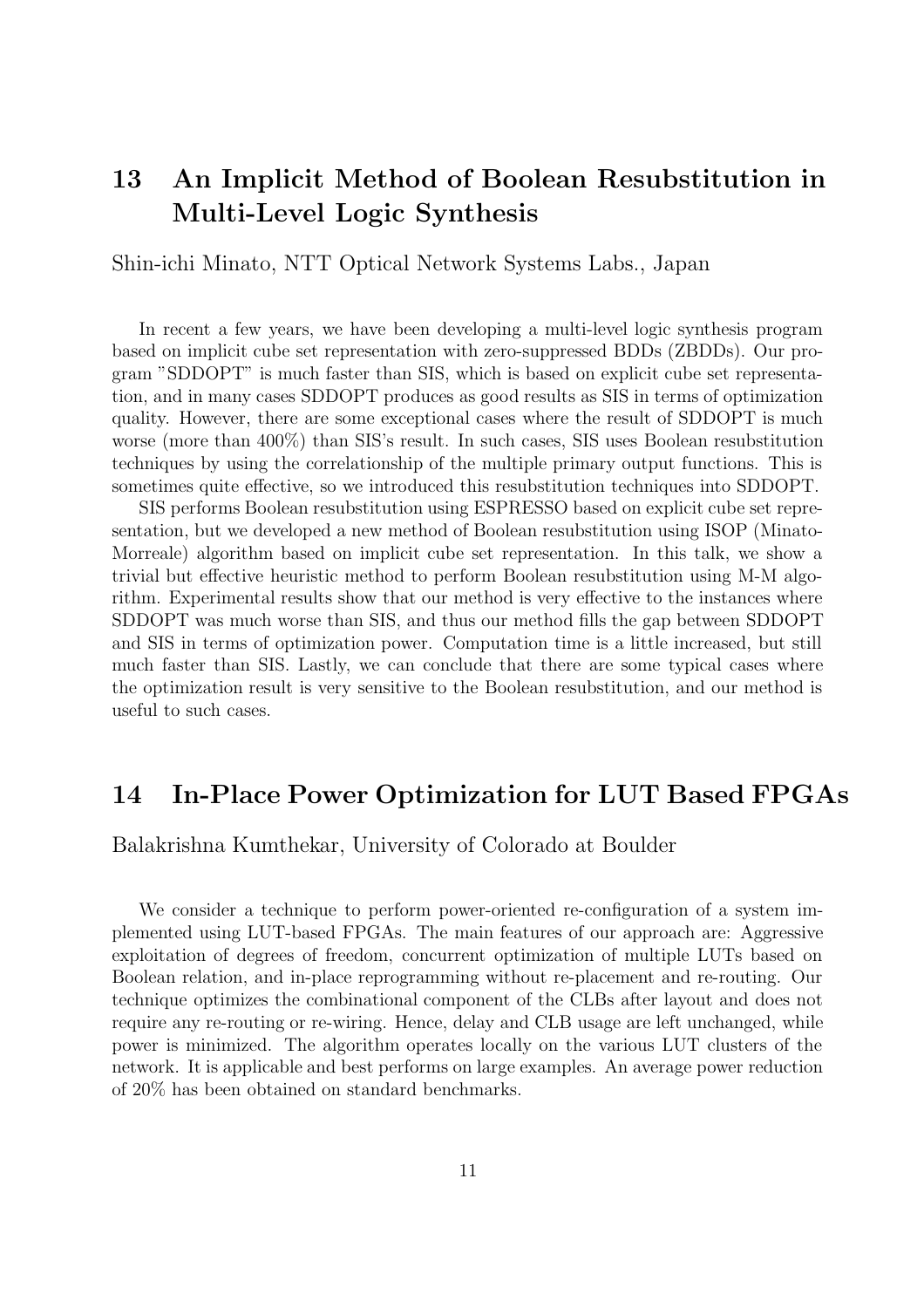## 13 An Implicit Method of Boolean Resubstitution in Multi-Level Logic Synthesis

Shin-ichi Minato, NTT Optical Network Systems Labs., Japan

In recent a few years, we have been developing a multi-level logic synthesis program based on implicit cube set representation with zero-suppressed BDDs (ZBDDs). Our program "SDDOPT" is much faster than SIS, which is based on explicit cube set representation, and in many cases SDDOPT produces as good results as SIS in terms of optimization quality. However, there are some exceptional cases where the result of SDDOPT is much worse (more than 400%) than SIS's result. In such cases, SIS uses Boolean resubstitution techniques by using the correlationship of the multiple primary output functions. This is sometimes quite effective, so we introduced this resubstitution techniques into SDDOPT.

SIS performs Boolean resubstitution using ESPRESSO based on explicit cube set representation, but we developed a new method of Boolean resubstitution using ISOP (Minato-Morreale) algorithm based on implicit cube set representation. In this talk, we show a trivial but effective heuristic method to perform Boolean resubstitution using M-M algorithm. Experimental results show that our method is very effective to the instances where SDDOPT was much worse than SIS, and thus our method fills the gap between SDDOPT and SIS in terms of optimization power. Computation time is a little increased, but still much faster than SIS. Lastly, we can conclude that there are some typical cases where the optimization result is very sensitive to the Boolean resubstitution, and our method is useful to such cases.

## 14 In-Place Power Optimization for LUT Based FPGAs

Balakrishna Kumthekar, University of Colorado at Boulder

We consider a technique to perform power-oriented re-configuration of a system implemented using LUT-based FPGAs. The main features of our approach are: Aggressive exploitation of degrees of freedom, concurrent optimization of multiple LUTs based on Boolean relation, and in-place reprogramming without re-placement and re-routing. Our technique optimizes the combinational component of the CLBs after layout and does not require any re-routing or re-wiring. Hence, delay and CLB usage are left unchanged, while power is minimized. The algorithm operates locally on the various LUT clusters of the network. It is applicable and best performs on large examples. An average power reduction of 20% has been obtained on standard benchmarks.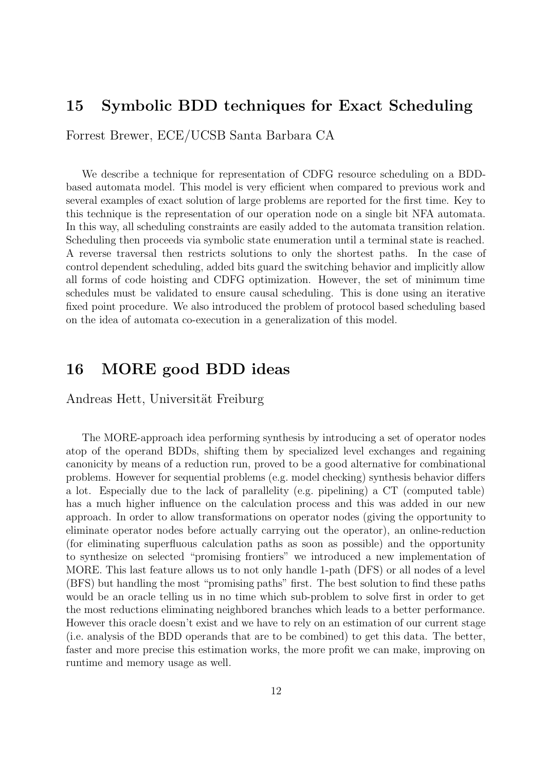## 15 Symbolic BDD techniques for Exact Scheduling

Forrest Brewer, ECE/UCSB Santa Barbara CA

We describe a technique for representation of CDFG resource scheduling on a BDD-based automata model. This model is very efficient when compared to previous work and several examples of exact solution of large problems are reported for the first time. Key to this technique is the representation of our operation node on a single bit NFA automata. In this way, all scheduling constraints are easily added to the automata transition relation. Scheduling then proceeds via symbolic state enumeration until a terminal state is reached. A reverse traversal then restricts solutions to only the shortest paths. In the case of control dependent scheduling, added bits guard the switching behavior and implicitly allow all forms of code hoisting and CDFG optimization. However, the set of minimum time schedules must be validated to ensure causal scheduling. This is done using an iterative fixed point procedure. We also introduced the problem of protocol based scheduling based on the idea of automata co-execution in a generalization of this model.

## 16 MORE good BDD ideas

Andreas Hett, Universität Freiburg

The MORE-approach idea performing synthesis by introducing a set of operator nodes atop of the operand BDDs, shifting them by specialized level exchanges and regaining canonicity by means of a reduction run, proved to be a good alternative for combinational problems. However for sequential problems (e.g. model checking) synthesis behavior differs a lot. Especially due to the lack of parallelity (e.g. pipelining) a CT (computed table) has a much higher influence on the calculation process and this was added in our new approach. In order to allow transformations on operator nodes (giving the opportunity to eliminate operator nodes before actually carrying out the operator), an online-reduction (for eliminating superfluous calculation paths as soon as possible) and the opportunity to synthesize on selected "promising frontiers" we introduced a new implementation of MORE. This last feature allows us to not only handle 1-path (DFS) or all nodes of a level (BFS) but handling the most "promising paths" first. The best solution to find these paths would be an oracle telling us in no time which sub-problem to solve first in order to get the most reductions eliminating neighbored branches which leads to a better performance. However this oracle doesn't exist and we have to rely on an estimation of our current stage (i.e. analysis of the BDD operands that are to be combined) to get this data. The better, faster and more precise this estimation works, the more profit we can make, improving on runtime and memory usage as well.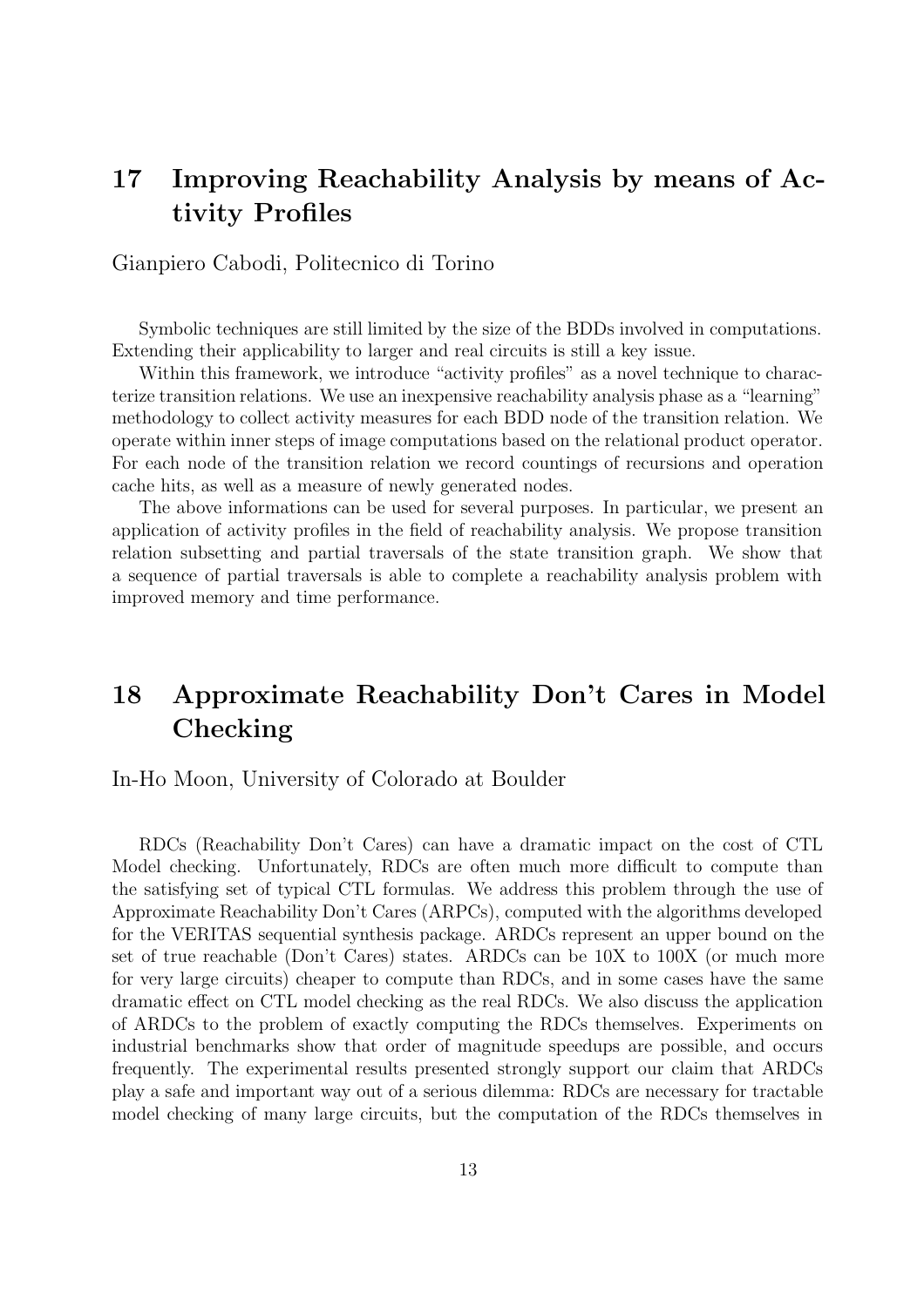## 17 Improving Reachability Analysis by means of Activity Profiles

Gianpiero Cabodi, Politecnico di Torino

Symbolic techniques are still limited by the size of the BDDs involved in computations. Extending their applicability to larger and real circuits is still a key issue.

Within this framework, we introduce "activity profiles" as a novel technique to characterize transition relations. We use an inexpensive reachability analysis phase as a "learning" methodology to collect activity measures for each BDD node of the transition relation. We operate within inner steps of image computations based on the relational product operator. For each node of the transition relation we record countings of recursions and operation cache hits, as well as a measure of newly generated nodes.

The above informations can be used for several purposes. In particular, we present an application of activity profiles in the field of reachability analysis. We propose transition relation subsetting and partial traversals of the state transition graph. We show that a sequence of partial traversals is able to complete a reachability analysis problem with improved memory and time performance.

## 18 Approximate Reachability Don't Cares in Model Checking

In-Ho Moon, University of Colorado at Boulder

RDCs (Reachability Don't Cares) can have a dramatic impact on the cost of CTL Model checking. Unfortunately, RDCs are often much more difficult to compute than the satisfying set of typical CTL formulas. We address this problem through the use of Approximate Reachability Don't Cares (ARPCs), computed with the algorithms developed for the VERITAS sequential synthesis package. ARDCs represent an upper bound on the set of true reachable (Don't Cares) states. ARDCs can be 10X to 100X (or much more for very large circuits) cheaper to compute than RDCs, and in some cases have the same dramatic effect on CTL model checking as the real RDCs. We also discuss the application of ARDCs to the problem of exactly computing the RDCs themselves. Experiments on industrial benchmarks show that order of magnitude speedups are possible, and occurs frequently. The experimental results presented strongly support our claim that ARDCs play a safe and important way out of a serious dilemma: RDCs are necessary for tractable model checking of many large circuits, but the computation of the RDCs themselves in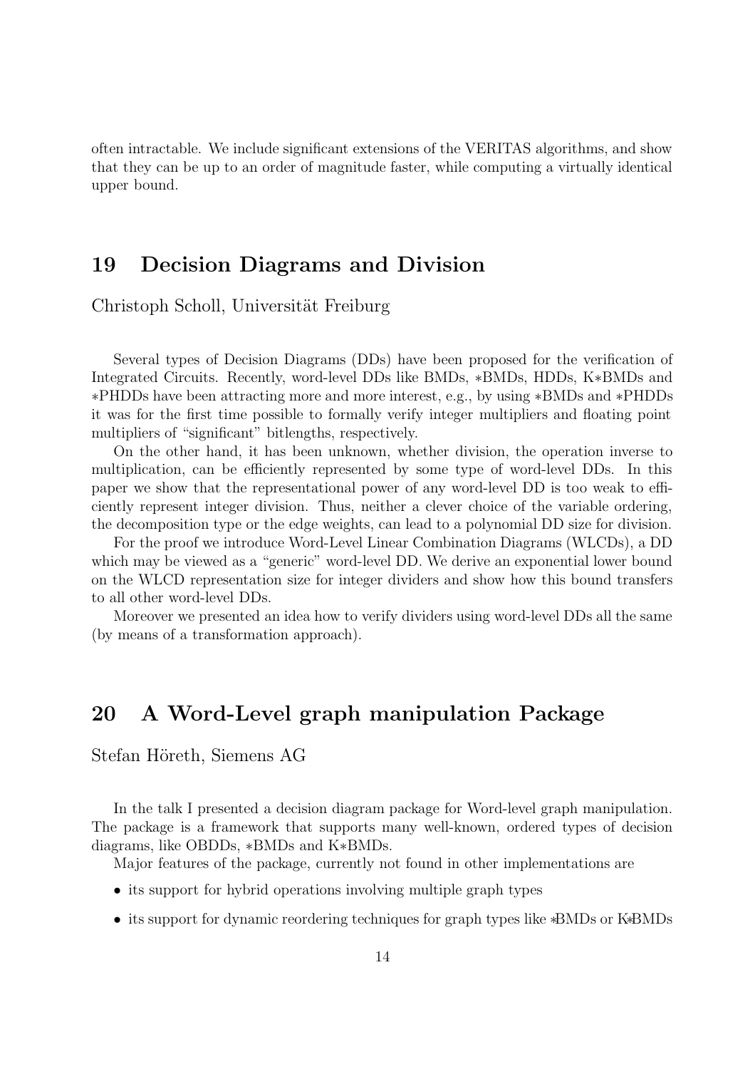often intractable. We include significant extensions of the VERITAS algorithms, and show that they can be up to an order of magnitude faster, while computing a virtually identical upper bound.

## 19 Decision Diagrams and Division

Christoph Scholl, Universität Freiburg

Several types of Decision Diagrams (DDs) have been proposed for the verification of Integrated Circuits. Recently, word-level DDs like BMDs, ∗BMDs, HDDs, K∗BMDs and ∗PHDDs have been attracting more and more interest, e.g., by using ∗BMDs and ∗PHDDs it was for the first time possible to formally verify integer multipliers and floating point multipliers of "significant" bitlengths, respectively.

On the other hand, it has been unknown, whether division, the operation inverse to multiplication, can be efficiently represented by some type of word-level DDs. In this paper we show that the representational power of any word-level DD is too weak to efficiently represent integer division. Thus, neither a clever choice of the variable ordering, the decomposition type or the edge weights, can lead to a polynomial DD size for division.

For the proof we introduce Word-Level Linear Combination Diagrams (WLCDs), a DD which may be viewed as a "generic" word-level DD. We derive an exponential lower bound on the WLCD representation size for integer dividers and show how this bound transfers to all other word-level DDs.

Moreover we presented an idea how to verify dividers using word-level DDs all the same (by means of a transformation approach).

## 20 A Word-Level graph manipulation Package

Stefan Höreth, Siemens AG

In the talk I presented a decision diagram package for Word-level graph manipulation. The package is a framework that supports many well-known, ordered types of decision diagrams, like OBDDs, ∗BMDs and K∗BMDs.

Major features of the package, currently not found in other implementations are

- its support for hybrid operations involving multiple graph types
- its support for dynamic reordering techniques for graph types like ∗BMDs or K∗BMDs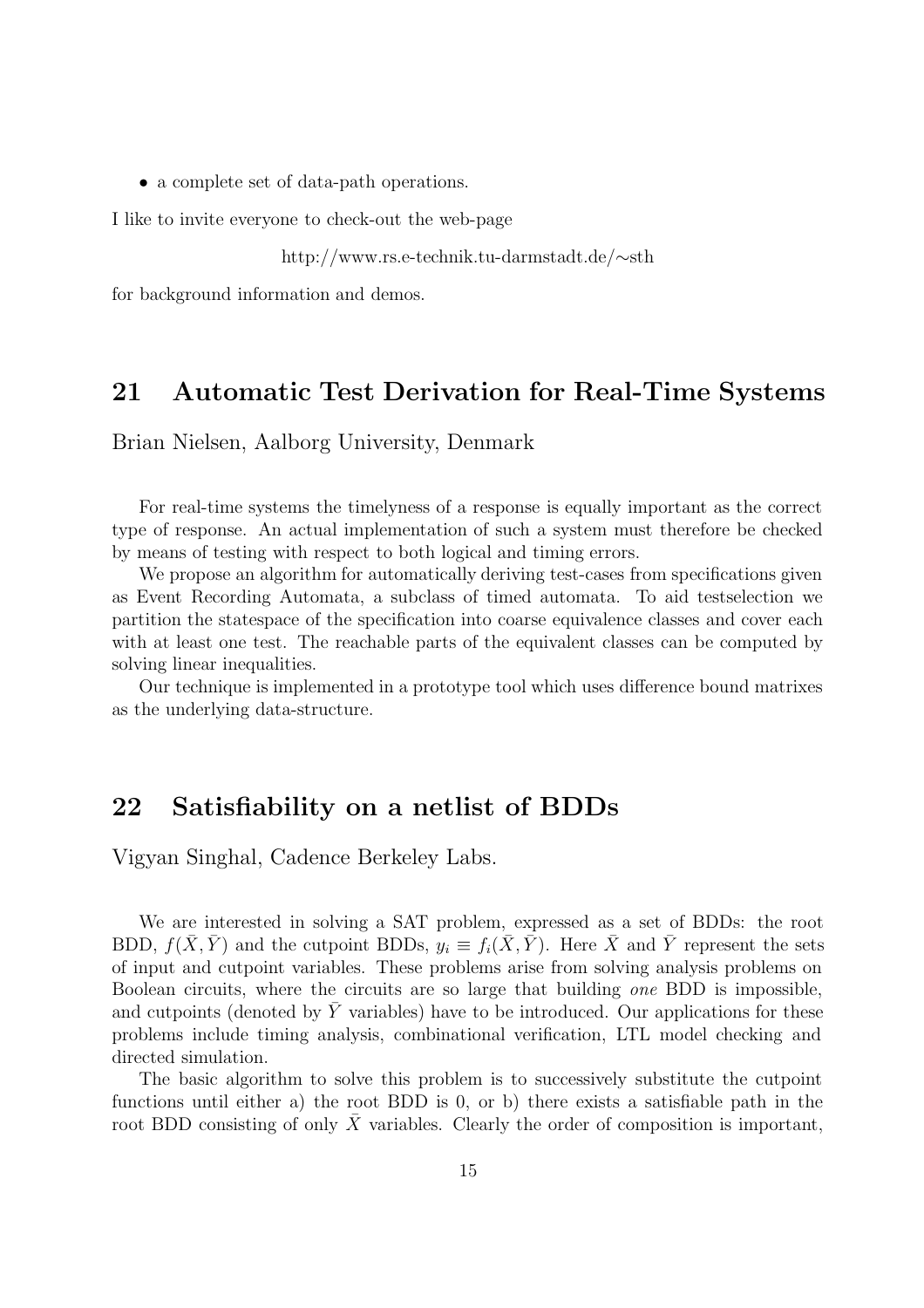- a complete set of data-path operations.

I like to invite everyone to check-out the web-page

http://www.rs.e-technik.tu-darmstadt.de/∼sth

for background information and demos.

## 21 Automatic Test Derivation for Real-Time Systems

Brian Nielsen, Aalborg University, Denmark

For real-time systems the timelyness of a response is equally important as the correct type of response. An actual implementation of such a system must therefore be checked by means of testing with respect to both logical and timing errors.

We propose an algorithm for automatically deriving test-cases from specifications given as Event Recording Automata, a subclass of timed automata. To aid testselection we partition the statespace of the specification into coarse equivalence classes and cover each with at least one test. The reachable parts of the equivalent classes can be computed by solving linear inequalities.

Our technique is implemented in a prototype tool which uses difference bound matrixes as the underlying data-structure.

## 22 Satisfiability on a netlist of BDDs

Vigyan Singhal, Cadence Berkeley Labs.

We are interested in solving a SAT problem, expressed as a set of BDDs: the root BDD, $f(\bar{X}, \bar{Y})$ and the cutpoint BDDs, $y_i \equiv f_i(\bar{X}, \bar{Y})$. Here $\bar{X}$ and $\bar{Y}$ represent the sets of input and cutpoint variables. These problems arise from solving analysis problems on Boolean circuits, where the circuits are so large that building *one* BDD is impossible, and cutpoints (denoted by $\bar{Y}$ variables) have to be introduced. Our applications for these problems include timing analysis, combinational verification, LTL model checking and directed simulation.

The basic algorithm to solve this problem is to successively substitute the cutpoint functions until either a) the root BDD is 0, or b) there exists a satisfiable path in the root BDD consisting of only $\bar{X}$ variables. Clearly the order of composition is important,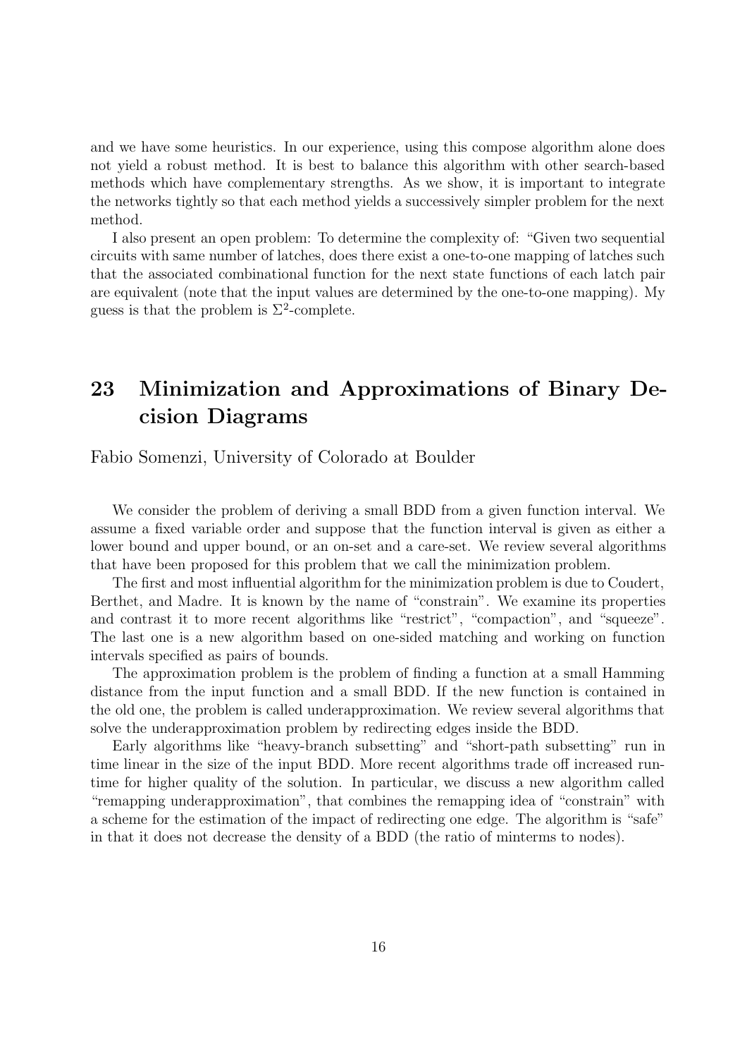and we have some heuristics. In our experience, using this compose algorithm alone does not yield a robust method. It is best to balance this algorithm with other search-based methods which have complementary strengths. As we show, it is important to integrate the networks tightly so that each method yields a successively simpler problem for the next method.

I also present an open problem: To determine the complexity of: "Given two sequential circuits with same number of latches, does there exist a one-to-one mapping of latches such that the associated combinational function for the next state functions of each latch pair are equivalent (note that the input values are determined by the one-to-one mapping). My guess is that the problem is $\Sigma^2$-complete.

# 23 Minimization and Approximations of Binary Decision Diagrams

Fabio Somenzi, University of Colorado at Boulder

We consider the problem of deriving a small BDD from a given function interval. We assume a fixed variable order and suppose that the function interval is given as either a lower bound and upper bound, or an on-set and a care-set. We review several algorithms that have been proposed for this problem that we call the minimization problem.

The first and most influential algorithm for the minimization problem is due to Coudert, Berthet, and Madre. It is known by the name of "constrain". We examine its properties and contrast it to more recent algorithms like "restrict", "compaction", and "squeeze". The last one is a new algorithm based on one-sided matching and working on function intervals specified as pairs of bounds.

The approximation problem is the problem of finding a function at a small Hamming distance from the input function and a small BDD. If the new function is contained in the old one, the problem is called underapproximation. We review several algorithms that solve the underapproximation problem by redirecting edges inside the BDD.

Early algorithms like "heavy-branch subsetting" and "short-path subsetting" run in time linear in the size of the input BDD. More recent algorithms trade off increased runtime for higher quality of the solution. In particular, we discuss a new algorithm called "remapping underapproximation", that combines the remapping idea of "constrain" with a scheme for the estimation of the impact of redirecting one edge. The algorithm is "safe" in that it does not decrease the density of a BDD (the ratio of minterms to nodes).